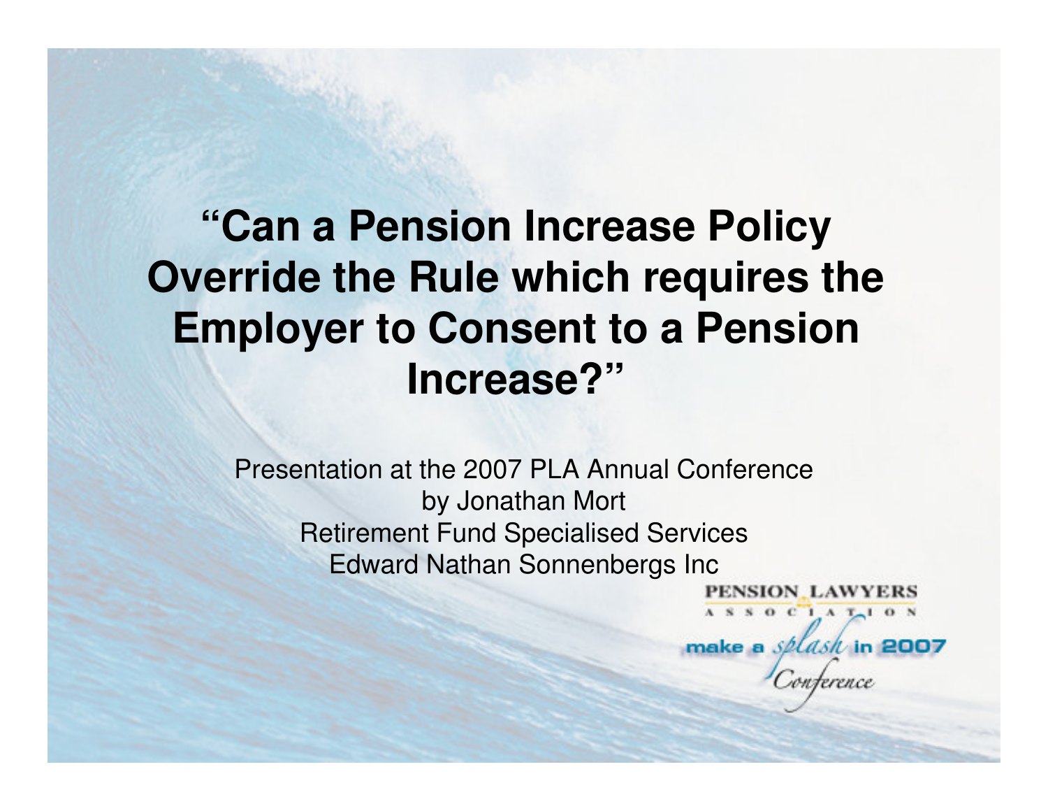# "Can a Pension Increase Policy Override the Rule which requires the Employer to Consent to a Pension Increase?"

Presentation at the 2007 PLA Annual Conference
by Jonathan Mort
Retirement Fund Specialised Services
Edward Nathan Sonnenbergs Inc

PENSION LAWYERS ASSOCIATION

make a splash in 2007 Conference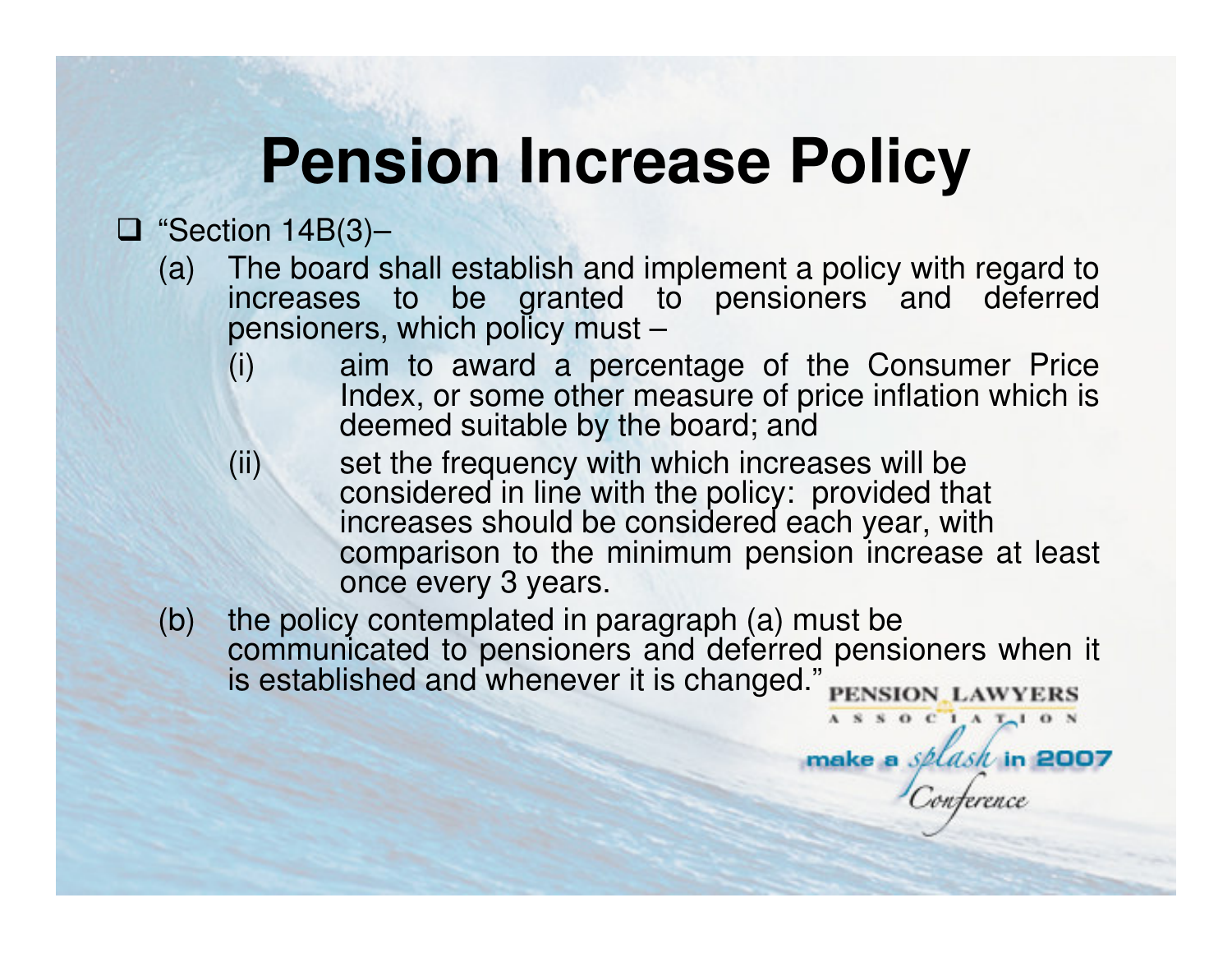# Pension Increase Policy

- "Section 14B(3)–
  - (a) The board shall establish and implement a policy with regard to increases to be granted to pensioners and deferred pensioners, which policy must –
    - (i) aim to award a percentage of the Consumer Price Index, or some other measure of price inflation which is deemed suitable by the board; and
    - (ii) set the frequency with which increases will be considered in line with the policy: provided that increases should be considered each year, with comparison to the minimum pension increase at least once every 3 years.
  - (b) the policy contemplated in paragraph (a) must be communicated to pensioners and deferred pensioners when it is established and whenever it is changed."

PENSION LAWYERS ASSOCIATION

make a splash in 2007 Conference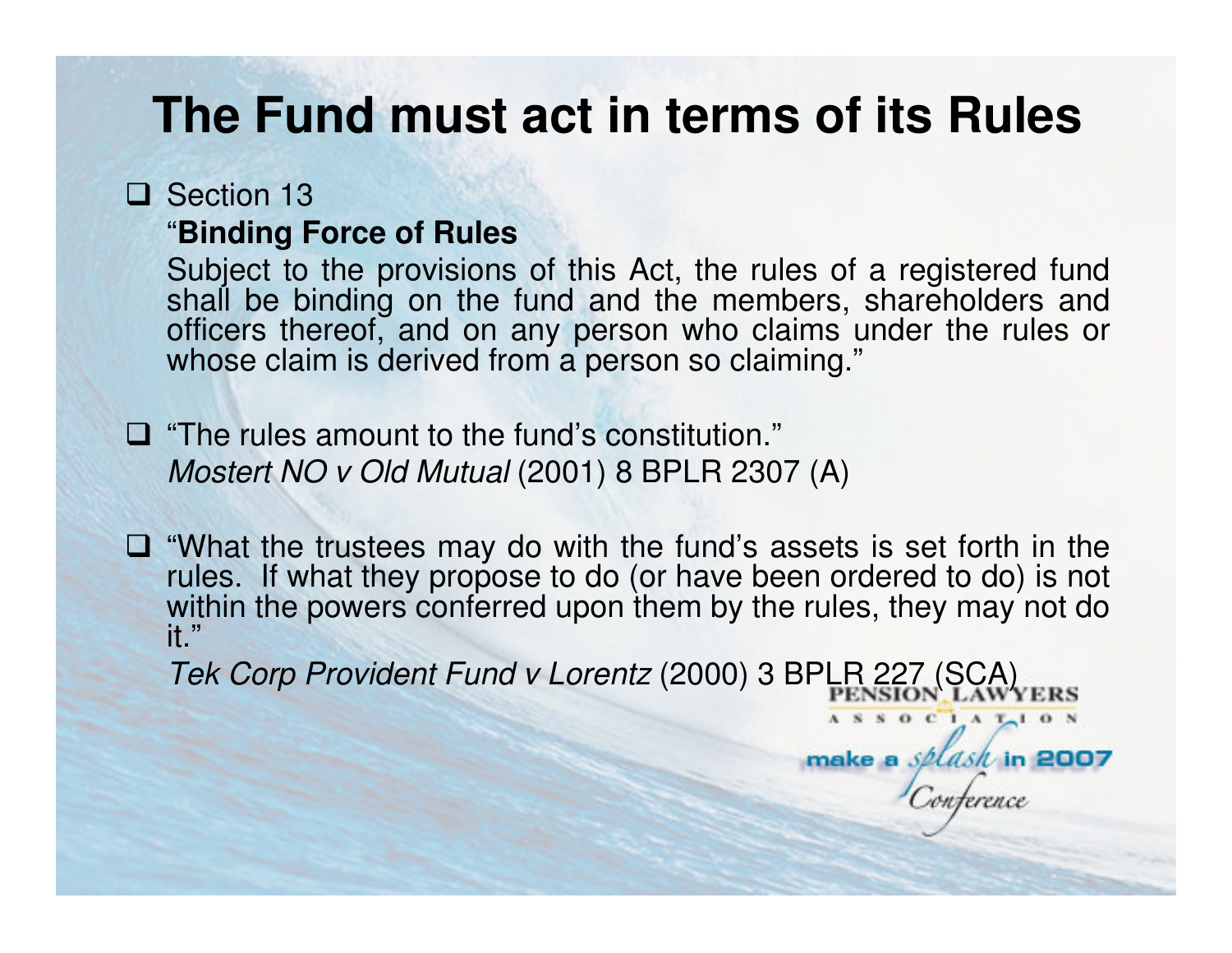# The Fund must act in terms of its Rules

- Section 13

  "**Binding Force of Rules**

  Subject to the provisions of this Act, the rules of a registered fund shall be binding on the fund and the members, shareholders and officers thereof, and on any person who claims under the rules or whose claim is derived from a person so claiming."

- "The rules amount to the fund's constitution."
  *Mostert NO v Old Mutual* (2001) 8 BPLR 2307 (A)

- "What the trustees may do with the fund's assets is set forth in the rules. If what they propose to do (or have been ordered to do) is not within the powers conferred upon them by the rules, they may not do it."

  *Tek Corp Provident Fund v Lorentz* (2000) 3 BPLR 227 (SCA)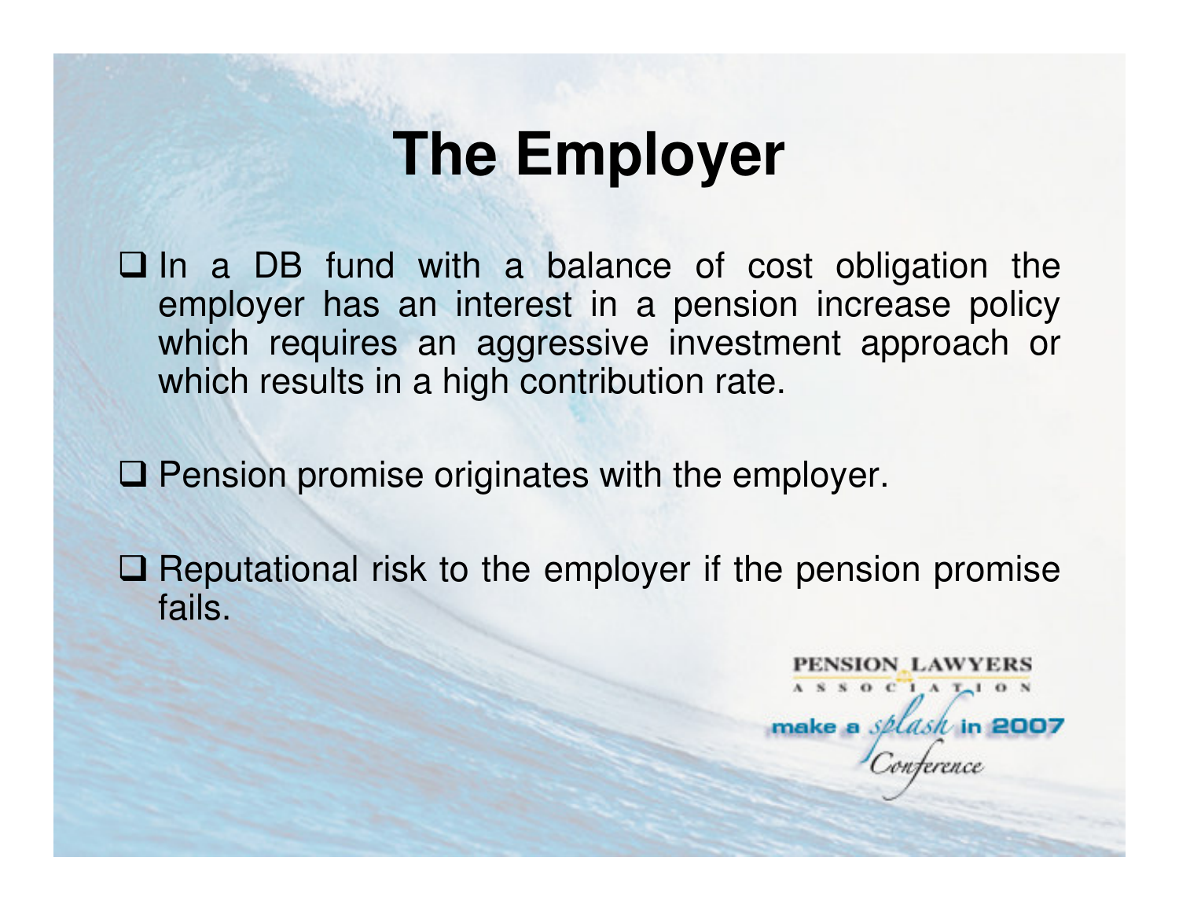# The Employer

- In a DB fund with a balance of cost obligation the employer has an interest in a pension increase policy which requires an aggressive investment approach or which results in a high contribution rate.

- Pension promise originates with the employer.

- Reputational risk to the employer if the pension promise fails.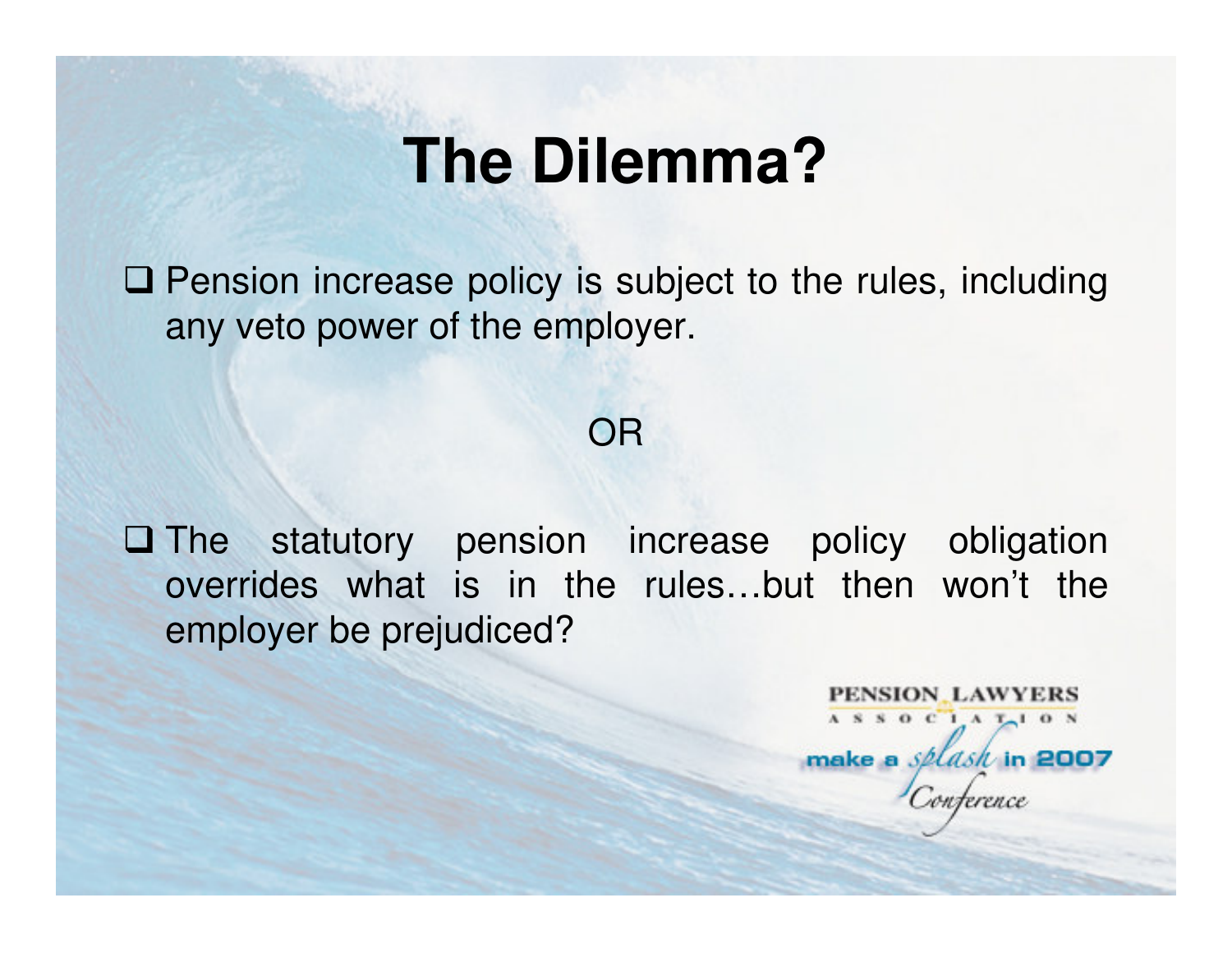# The Dilemma?

- Pension increase policy is subject to the rules, including any veto power of the employer.

OR

- The statutory pension increase policy obligation overrides what is in the rules…but then won't the employer be prejudiced?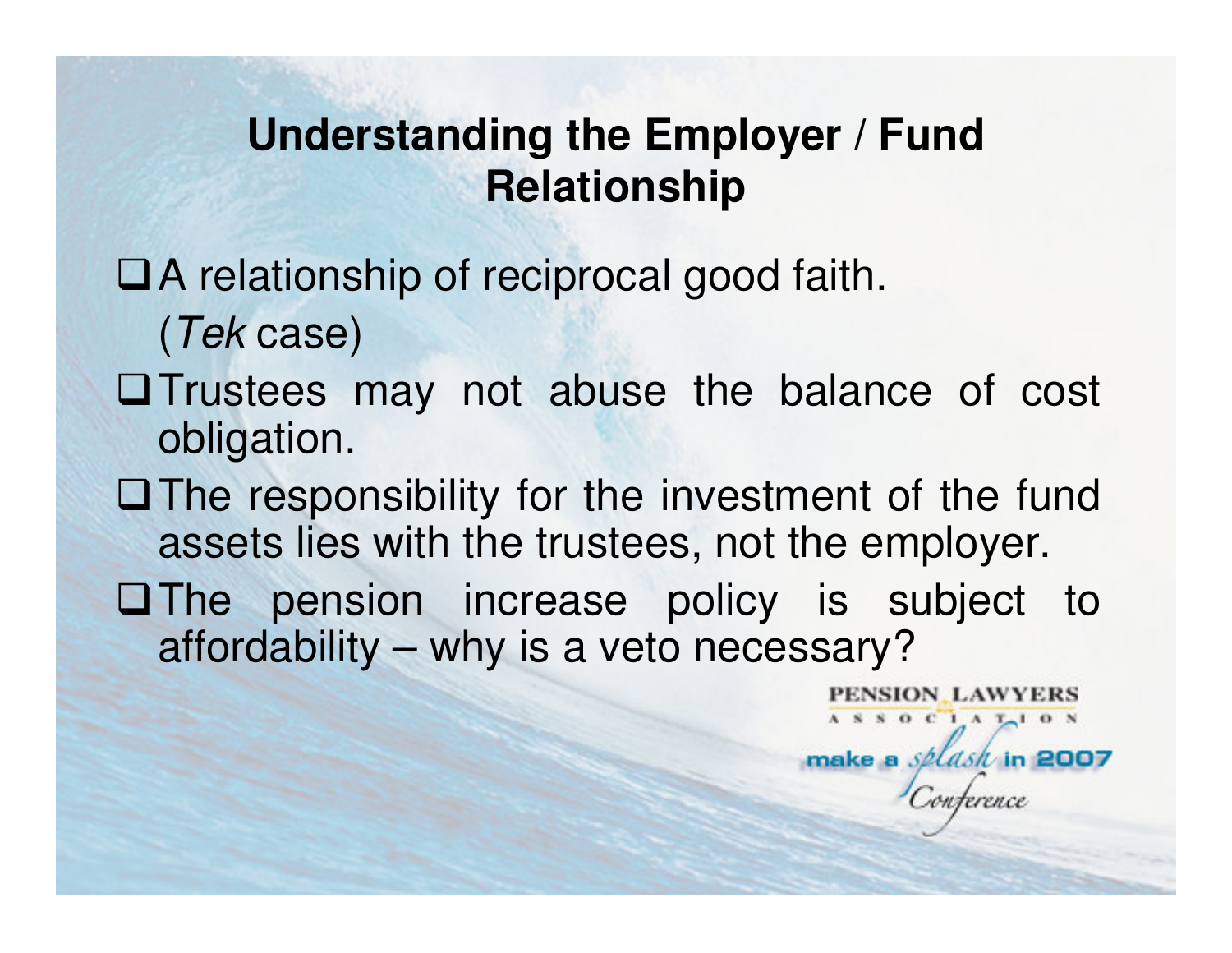## Understanding the Employer / Fund Relationship

- A relationship of reciprocal good faith. (*Tek* case)
- Trustees may not abuse the balance of cost obligation.
- The responsibility for the investment of the fund assets lies with the trustees, not the employer.
- The pension increase policy is subject to affordability – why is a veto necessary?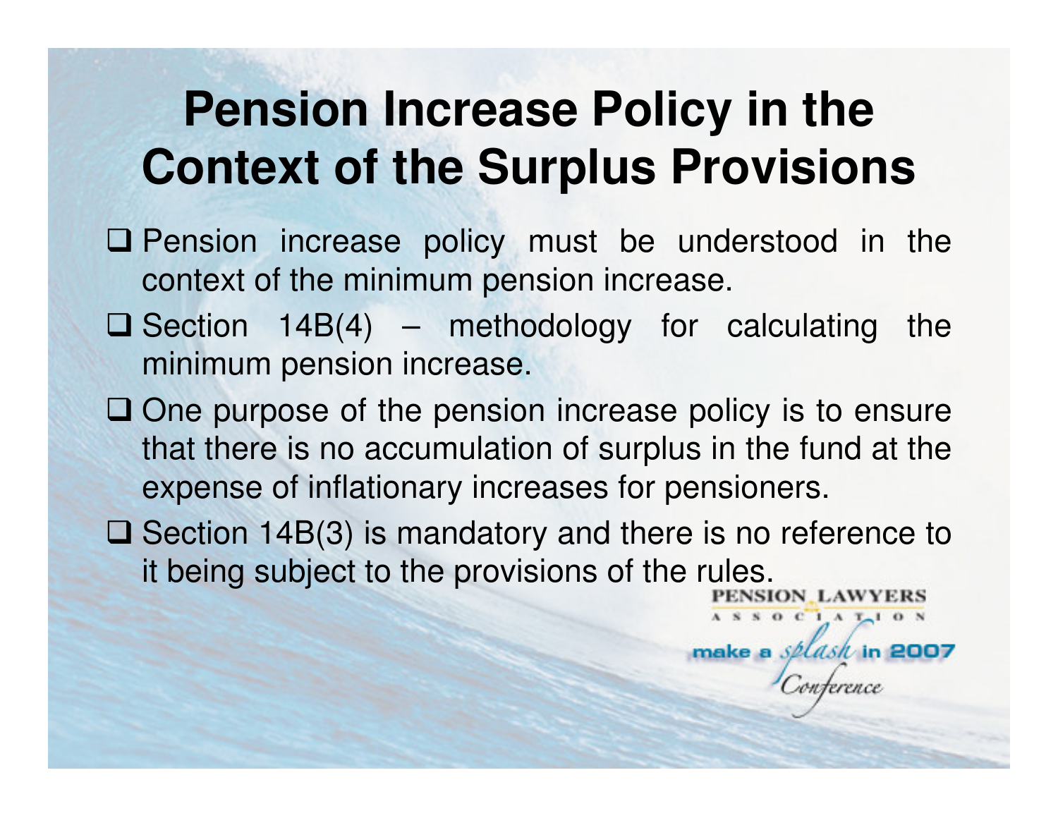# Pension Increase Policy in the Context of the Surplus Provisions

- Pension increase policy must be understood in the context of the minimum pension increase.
- Section 14B(4) – methodology for calculating the minimum pension increase.
- One purpose of the pension increase policy is to ensure that there is no accumulation of surplus in the fund at the expense of inflationary increases for pensioners.
- Section 14B(3) is mandatory and there is no reference to it being subject to the provisions of the rules.